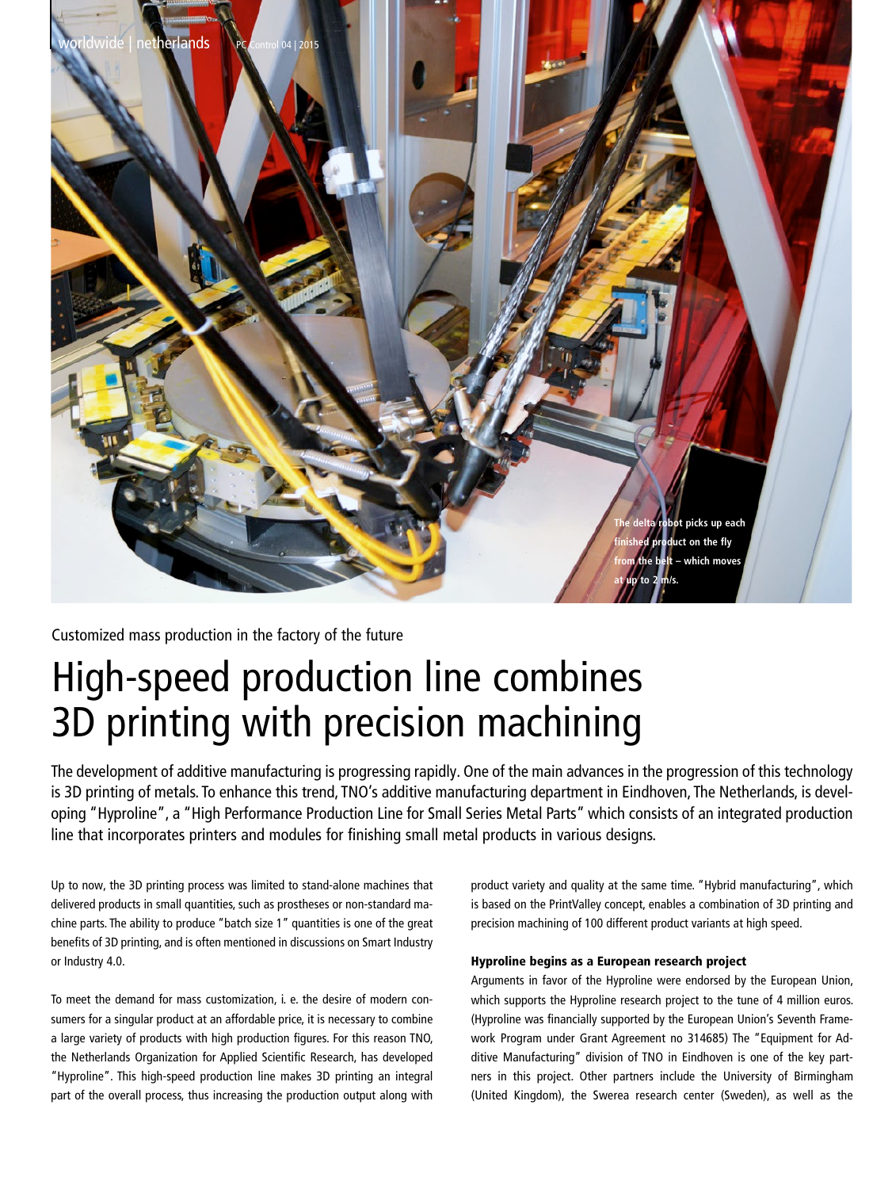The delta robot picks up each finished product on the fly from the belt – which moves at up to 2 m/s.

Customized mass production in the factory of the future

# High-speed production line combines 3D printing with precision machining

The development of additive manufacturing is progressing rapidly. One of the main advances in the progression of this technology is 3D printing of metals. To enhance this trend, TNO's additive manufacturing department in Eindhoven, The Netherlands, is developing "Hyproline", a "High Performance Production Line for Small Series Metal Parts" which consists of an integrated production line that incorporates printers and modules for finishing small metal products in various designs.

Up to now, the 3D printing process was limited to stand-alone machines that delivered products in small quantities, such as prostheses or non-standard machine parts. The ability to produce "batch size 1" quantities is one of the great benefits of 3D printing, and is often mentioned in discussions on Smart Industry or Industry 4.0.

To meet the demand for mass customization, i. e. the desire of modern consumers for a singular product at an affordable price, it is necessary to combine a large variety of products with high production figures. For this reason TNO, the Netherlands Organization for Applied Scientific Research, has developed "Hyproline". This high-speed production line makes 3D printing an integral part of the overall process, thus increasing the production output along with product variety and quality at the same time. "Hybrid manufacturing", which is based on the PrintValley concept, enables a combination of 3D printing and precision machining of 100 different product variants at high speed.

### Hyproline begins as a European research project

Arguments in favor of the Hyproline were endorsed by the European Union, which supports the Hyproline research project to the tune of 4 million euros. (Hyproline was financially supported by the European Union's Seventh Framework Program under Grant Agreement no 314685) The "Equipment for Additive Manufacturing" division of TNO in Eindhoven is one of the key partners in this project. Other partners include the University of Birmingham (United Kingdom), the Swerea research center (Sweden), as well as the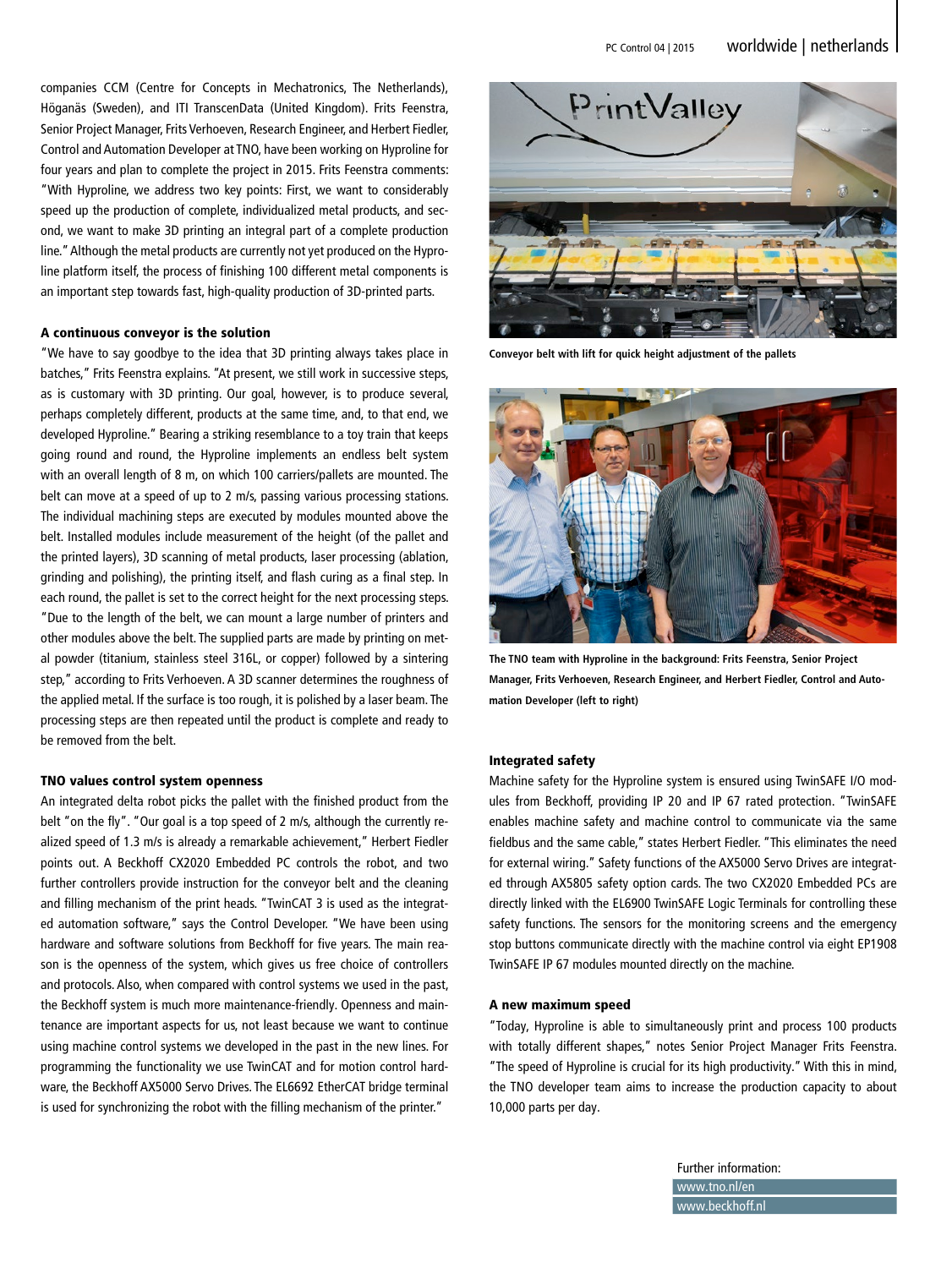companies CCM (Centre for Concepts in Mechatronics, The Netherlands), Höganäs (Sweden), and ITI TranscenData (United Kingdom). Frits Feenstra, Senior Project Manager, Frits Verhoeven, Research Engineer, and Herbert Fiedler, Control and Automation Developer at TNO, have been working on Hyproline for four years and plan to complete the project in 2015. Frits Feenstra comments: "With Hyproline, we address two key points: First, we want to considerably speed up the production of complete, individualized metal products, and second, we want to make 3D printing an integral part of a complete production line." Although the metal products are currently not yet produced on the Hyproline platform itself, the process of finishing 100 different metal components is an important step towards fast, high-quality production of 3D-printed parts.

### A continuous conveyor is the solution

"We have to say goodbye to the idea that 3D printing always takes place in batches," Frits Feenstra explains. "At present, we still work in successive steps, as is customary with 3D printing. Our goal, however, is to produce several, perhaps completely different, products at the same time, and, to that end, we developed Hyproline." Bearing a striking resemblance to a toy train that keeps going round and round, the Hyproline implements an endless belt system with an overall length of 8 m, on which 100 carriers/pallets are mounted. The belt can move at a speed of up to 2 m/s, passing various processing stations. The individual machining steps are executed by modules mounted above the belt. Installed modules include measurement of the height (of the pallet and the printed layers), 3D scanning of metal products, laser processing (ablation, grinding and polishing), the printing itself, and flash curing as a final step. In each round, the pallet is set to the correct height for the next processing steps. "Due to the length of the belt, we can mount a large number of printers and other modules above the belt. The supplied parts are made by printing on metal powder (titanium, stainless steel 316L, or copper) followed by a sintering step," according to Frits Verhoeven. A 3D scanner determines the roughness of the applied metal. If the surface is too rough, it is polished by a laser beam. The processing steps are then repeated until the product is complete and ready to be removed from the belt.

### TNO values control system openness

An integrated delta robot picks the pallet with the finished product from the belt "on the fly". "Our goal is a top speed of 2 m/s, although the currently realized speed of 1.3 m/s is already a remarkable achievement," Herbert Fiedler points out. A Beckhoff CX2020 Embedded PC controls the robot, and two further controllers provide instruction for the conveyor belt and the cleaning and filling mechanism of the print heads. "TwinCAT 3 is used as the integrated automation software," says the Control Developer. "We have been using hardware and software solutions from Beckhoff for five years. The main reason is the openness of the system, which gives us free choice of controllers and protocols. Also, when compared with control systems we used in the past, the Beckhoff system is much more maintenance-friendly. Openness and maintenance are important aspects for us, not least because we want to continue using machine control systems we developed in the past in the new lines. For programming the functionality we use TwinCAT and for motion control hardware, the Beckhoff AX5000 Servo Drives. The EL6692 EtherCAT bridge terminal is used for synchronizing the robot with the filling mechanism of the printer."

Conveyor belt with lift for quick height adjustment of the pallets

The TNO team with Hyproline in the background: Frits Feenstra, Senior Project Manager, Frits Verhoeven, Research Engineer, and Herbert Fiedler, Control and Automation Developer (left to right)

### Integrated safety

Machine safety for the Hyproline system is ensured using TwinSAFE I/O modules from Beckhoff, providing IP 20 and IP 67 rated protection. "TwinSAFE enables machine safety and machine control to communicate via the same fieldbus and the same cable," states Herbert Fiedler. "This eliminates the need for external wiring." Safety functions of the AX5000 Servo Drives are integrated through AX5805 safety option cards. The two CX2020 Embedded PCs are directly linked with the EL6900 TwinSAFE Logic Terminals for controlling these safety functions. The sensors for the monitoring screens and the emergency stop buttons communicate directly with the machine control via eight EP1908 TwinSAFE IP 67 modules mounted directly on the machine.

### A new maximum speed

"Today, Hyproline is able to simultaneously print and process 100 products with totally different shapes," notes Senior Project Manager Frits Feenstra. "The speed of Hyproline is crucial for its high productivity." With this in mind, the TNO developer team aims to increase the production capacity to about 10,000 parts per day.

Further information:
www.tno.nl/en
www.beckhoff.nl